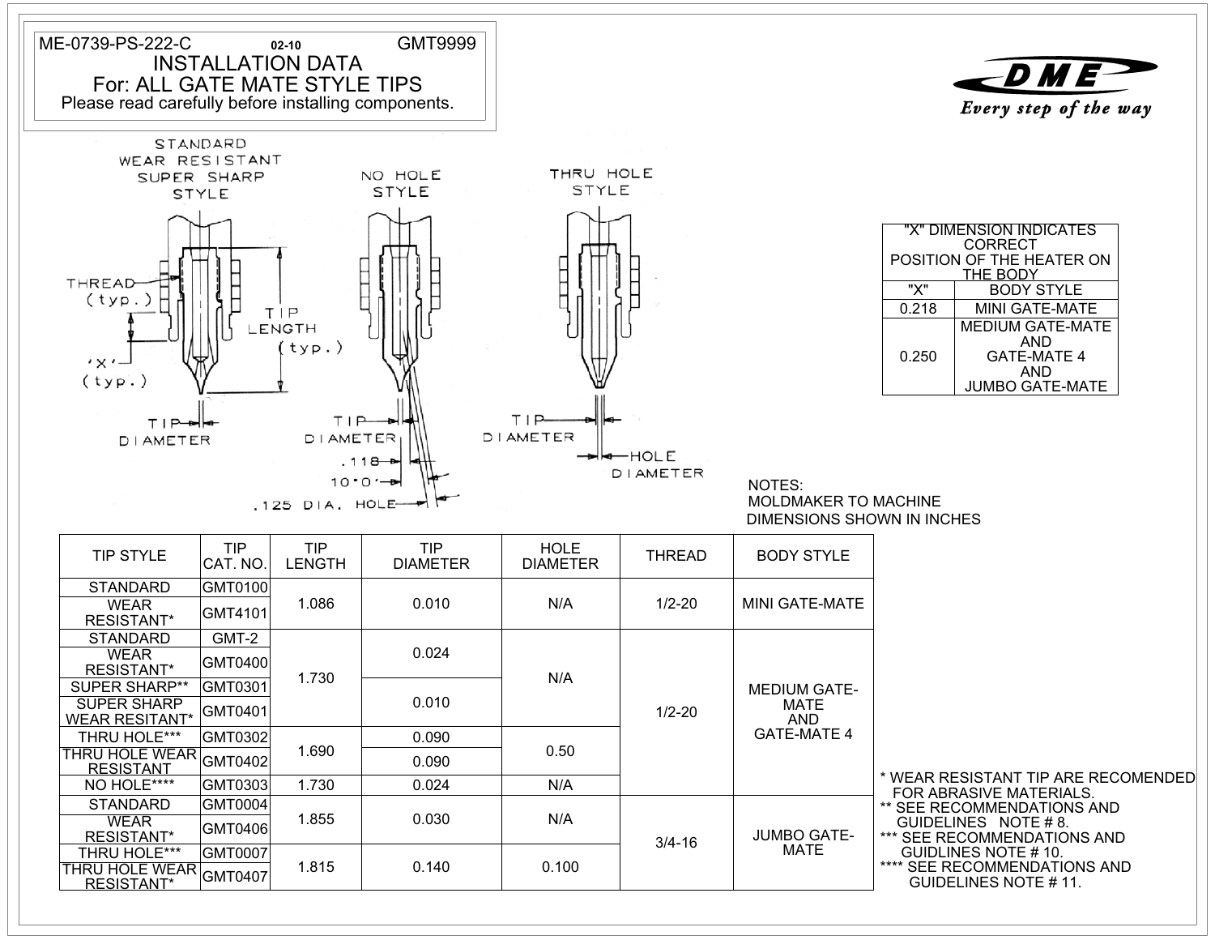ME-0739-PS-222-C 02-10 GMT9999

# INSTALLATION DATA

## For: ALL GATE MATE STYLE TIPS

Please read carefully before installing components.

DME — *Every step of the way*

STANDARD WEAR RESISTANT SUPER SHARP STYLE

THREAD (typ.)

TIP LENGTH (typ.)

'X' (typ.)

TIP DIAMETER

NO HOLE STYLE

TIP DIAMETER

.118

10°0'

.125 DIA. HOLE

THRU HOLE STYLE

TIP DIAMETER

HOLE DIAMETER

| "X" DIMENSION INDICATES CORRECT POSITION OF THE HEATER ON THE BODY | |
|---|---|
| "X" | BODY STYLE |
| 0.218 | MINI GATE-MATE |
| 0.250 | MEDIUM GATE-MATE AND GATE-MATE 4 AND JUMBO GATE-MATE |

NOTES:
MOLDMAKER TO MACHINE
DIMENSIONS SHOWN IN INCHES

| TIP STYLE | TIP CAT. NO. | TIP LENGTH | TIP DIAMETER | HOLE DIAMETER | THREAD | BODY STYLE |
|---|---|---|---|---|---|---|
| STANDARD | GMT0100 | 1.086 | 0.010 | N/A | 1/2-20 | MINI GATE-MATE |
| WEAR RESISTANT* | GMT4101 | | | | | |
| STANDARD | GMT-2 | 1.730 | 0.024 | N/A | 1/2-20 | MEDIUM GATE-MATE AND GATE-MATE 4 |
| WEAR RESISTANT* | GMT0400 | | | | | |
| SUPER SHARP** | GMT0301 | | 0.010 | | | |
| SUPER SHARP WEAR RESITANT* | GMT0401 | | | | | |
| THRU HOLE*** | GMT0302 | 1.690 | 0.090 | 0.50 | | |
| THRU HOLE WEAR RESISTANT | GMT0402 | | 0.090 | | | |
| NO HOLE**** | GMT0303 | 1.730 | 0.024 | N/A | | |
| STANDARD | GMT0004 | 1.855 | 0.030 | N/A | 3/4-16 | JUMBO GATE-MATE |
| WEAR RESISTANT* | GMT0406 | | | | | |
| THRU HOLE*** | GMT0007 | 1.815 | 0.140 | 0.100 | | |
| THRU HOLE WEAR RESISTANT* | GMT0407 | | | | | |

* WEAR RESISTANT TIP ARE RECOMENDED FOR ABRASIVE MATERIALS.
** SEE RECOMMENDATIONS AND GUIDELINES NOTE # 8.
*** SEE RECOMMENDATIONS AND GUIDLINES NOTE # 10.
**** SEE RECOMMENDATIONS AND GUIDELINES NOTE # 11.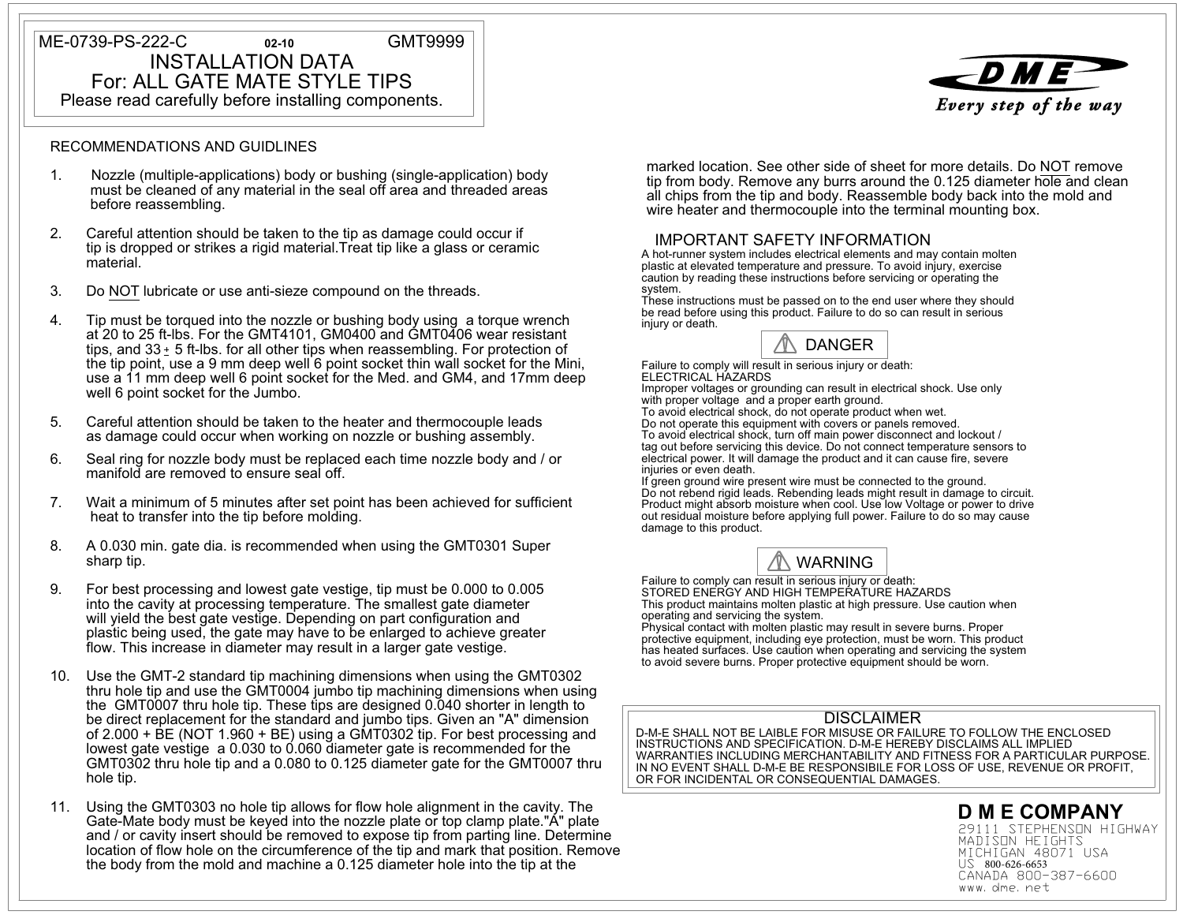ME-0739-PS-222-C 02-10 GMT9999

# INSTALLATION DATA
## For: ALL GATE MATE STYLE TIPS

Please read carefully before installing components.

DME

*Every step of the way*

RECOMMENDATIONS AND GUIDLINES

1. Nozzle (multiple-applications) body or bushing (single-application) body must be cleaned of any material in the seal off area and threaded areas before reassembling.

2. Careful attention should be taken to the tip as damage could occur if tip is dropped or strikes a rigid material.Treat tip like a glass or ceramic material.

3. Do NOT lubricate or use anti-sieze compound on the threads.

4. Tip must be torqued into the nozzle or bushing body using a torque wrench at 20 to 25 ft-lbs. For the GMT4101, GM0400 and GMT0406 wear resistant tips, and 33 ± 5 ft-lbs. for all other tips when reassembling. For protection of the tip point, use a 9 mm deep well 6 point socket thin wall socket for the Mini, use a 11 mm deep well 6 point socket for the Med. and GM4, and 17mm deep well 6 point socket for the Jumbo.

5. Careful attention should be taken to the heater and thermocouple leads as damage could occur when working on nozzle or bushing assembly.

6. Seal ring for nozzle body must be replaced each time nozzle body and / or manifold are removed to ensure seal off.

7. Wait a minimum of 5 minutes after set point has been achieved for sufficient heat to transfer into the tip before molding.

8. A 0.030 min. gate dia. is recommended when using the GMT0301 Super sharp tip.

9. For best processing and lowest gate vestige, tip must be 0.000 to 0.005 into the cavity at processing temperature. The smallest gate diameter will yield the best gate vestige. Depending on part configuration and plastic being used, the gate may have to be enlarged to achieve greater flow. This increase in diameter may result in a larger gate vestige.

10. Use the GMT-2 standard tip machining dimensions when using the GMT0302 thru hole tip and use the GMT0004 jumbo tip machining dimensions when using the GMT0007 thru hole tip. These tips are designed 0.040 shorter in length to be direct replacement for the standard and jumbo tips. Given an "A" dimension of 2.000 + BE (NOT 1.960 + BE) using a GMT0302 tip. For best processing and lowest gate vestige a 0.030 to 0.060 diameter gate is recommended for the GMT0302 thru hole tip and a 0.080 to 0.125 diameter gate for the GMT0007 thru hole tip.

11. Using the GMT0303 no hole tip allows for flow hole alignment in the cavity. The Gate-Mate body must be keyed into the nozzle plate or top clamp plate."A" plate and / or cavity insert should be removed to expose tip from parting line. Determine location of flow hole on the circumference of the tip and mark that position. Remove the body from the mold and machine a 0.125 diameter hole into the tip at the marked location. See other side of sheet for more details. Do NOT remove tip from body. Remove any burrs around the 0.125 diameter hole and clean all chips from the tip and body. Reassemble body back into the mold and wire heater and thermocouple into the terminal mounting box.

## IMPORTANT SAFETY INFORMATION

A hot-runner system includes electrical elements and may contain molten plastic at elevated temperature and pressure. To avoid injury, exercise caution by reading these instructions before servicing or operating the system.
These instructions must be passed on to the end user where they should be read before using this product. Failure to do so can result in serious injury or death.

### ⚠ DANGER

Failure to comply will result in serious injury or death:
ELECTRICAL HAZARDS
Improper voltages or grounding can result in electrical shock. Use only with proper voltage and a proper earth ground.
To avoid electrical shock, do not operate product when wet.
Do not operate this equipment with covers or panels removed.
To avoid electrical shock, turn off main power disconnect and lockout / tag out before servicing this device. Do not connect temperature sensors to electrical power. It will damage the product and it can cause fire, severe injuries or even death.
If green ground wire present wire must be connected to the ground.
Do not rebend rigid leads. Rebending leads might result in damage to circuit.
Product might absorb moisture when cool. Use low Voltage or power to drive out residual moisture before applying full power. Failure to do so may cause damage to this product.

### ⚠ WARNING

Failure to comply can result in serious injury or death:
STORED ENERGY AND HIGH TEMPERATURE HAZARDS
This product maintains molten plastic at high pressure. Use caution when operating and servicing the system.
Physical contact with molten plastic may result in severe burns. Proper protective equipment, including eye protection, must be worn. This product has heated surfaces. Use caution when operating and servicing the system to avoid severe burns. Proper protective equipment should be worn.

### DISCLAIMER

D-M-E SHALL NOT BE LAIBLE FOR MISUSE OR FAILURE TO FOLLOW THE ENCLOSED INSTRUCTIONS AND SPECIFICATION. D-M-E HEREBY DISCLAIMS ALL IMPLIED WARRANTIES INCLUDING MERCHANTABILITY AND FITNESS FOR A PARTICULAR PURPOSE. IN NO EVENT SHALL D-M-E BE RESPONSIBILE FOR LOSS OF USE, REVENUE OR PROFIT, OR FOR INCIDENTAL OR CONSEQUENTIAL DAMAGES.

**D M E COMPANY**
29111 STEPHENSON HIGHWAY
MADISON HEIGHTS
MICHIGAN 48071 USA
US 800-626-6653
CANADA 800-387-6600
www.dme.net